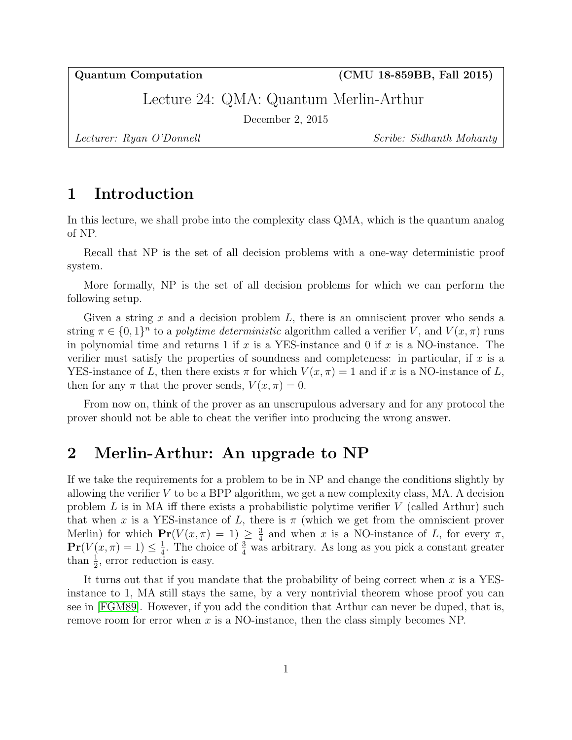**Quantum Computation** **(CMU 18-859BB, Fall 2015)**

# Lecture 24: QMA: Quantum Merlin-Arthur

December 2, 2015

*Lecturer: Ryan O'Donnell* *Scribe: Sidhanth Mohanty*

## 1 Introduction

In this lecture, we shall probe into the complexity class QMA, which is the quantum analog of NP.

Recall that NP is the set of all decision problems with a one-way deterministic proof system.

More formally, NP is the set of all decision problems for which we can perform the following setup.

Given a string $x$ and a decision problem $L$, there is an omniscient prover who sends a string $\pi \in \{0,1\}^n$ to a *polytime deterministic* algorithm called a verifier $V$, and $V(x,\pi)$ runs in polynomial time and returns 1 if $x$ is a YES-instance and 0 if $x$ is a NO-instance. The verifier must satisfy the properties of soundness and completeness: in particular, if $x$ is a YES-instance of $L$, then there exists $\pi$ for which $V(x,\pi) = 1$ and if $x$ is a NO-instance of $L$, then for any $\pi$ that the prover sends, $V(x,\pi) = 0$.

From now on, think of the prover as an unscrupulous adversary and for any protocol the prover should not be able to cheat the verifier into producing the wrong answer.

## 2 Merlin-Arthur: An upgrade to NP

If we take the requirements for a problem to be in NP and change the conditions slightly by allowing the verifier $V$ to be a BPP algorithm, we get a new complexity class, MA. A decision problem $L$ is in MA iff there exists a probabilistic polytime verifier $V$ (called Arthur) such that when $x$ is a YES-instance of $L$, there is $\pi$ (which we get from the omniscient prover Merlin) for which $\mathbf{Pr}(V(x,\pi) = 1) \geq \frac{3}{4}$ and when $x$ is a NO-instance of $L$, for every $\pi$, $\mathbf{Pr}(V(x,\pi) = 1) \leq \frac{1}{4}$. The choice of $\frac{3}{4}$ was arbitrary. As long as you pick a constant greater than $\frac{1}{2}$, error reduction is easy.

It turns out that if you mandate that the probability of being correct when $x$ is a YES-instance to 1, MA still stays the same, by a very nontrivial theorem whose proof you can see in [FGM89]. However, if you add the condition that Arthur can never be duped, that is, remove room for error when $x$ is a NO-instance, then the class simply becomes NP.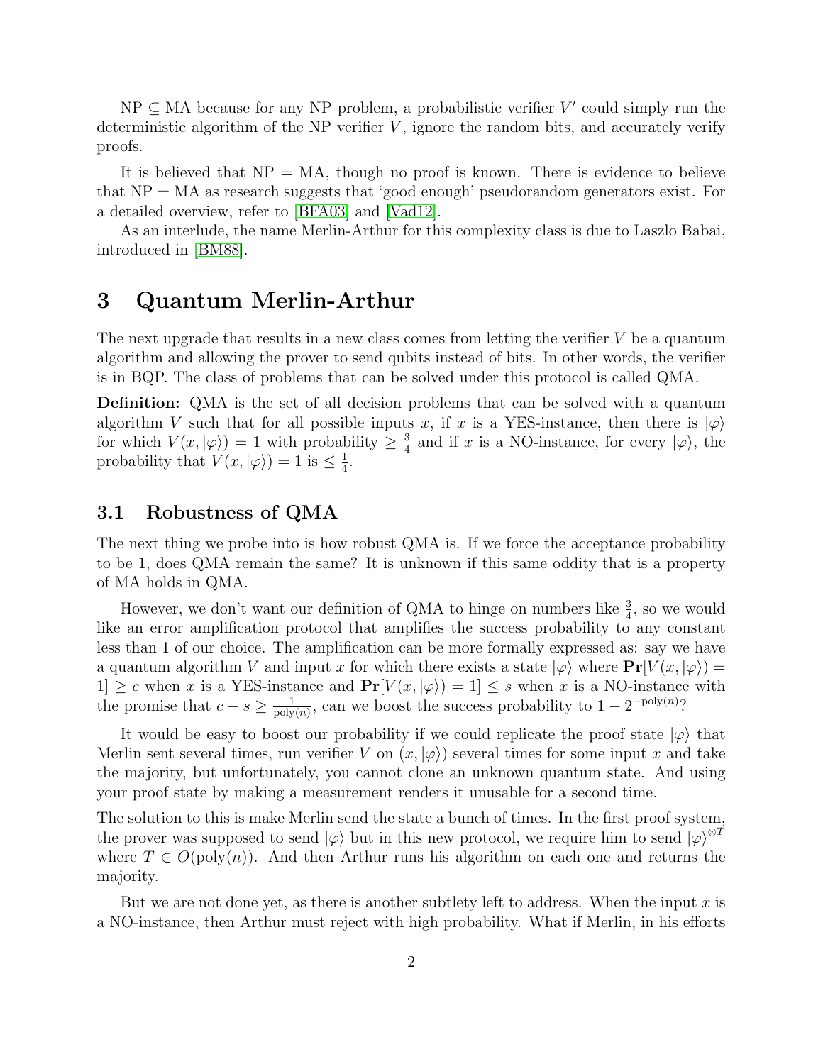NP $\subseteq$ MA because for any NP problem, a probabilistic verifier $V'$ could simply run the deterministic algorithm of the NP verifier $V$, ignore the random bits, and accurately verify proofs.

It is believed that NP = MA, though no proof is known. There is evidence to believe that NP = MA as research suggests that 'good enough' pseudorandom generators exist. For a detailed overview, refer to [BFA03] and [Vad12].

As an interlude, the name Merlin-Arthur for this complexity class is due to Laszlo Babai, introduced in [BM88].

# 3 Quantum Merlin-Arthur

The next upgrade that results in a new class comes from letting the verifier $V$ be a quantum algorithm and allowing the prover to send qubits instead of bits. In other words, the verifier is in BQP. The class of problems that can be solved under this protocol is called QMA.

**Definition:** QMA is the set of all decision problems that can be solved with a quantum algorithm $V$ such that for all possible inputs $x$, if $x$ is a YES-instance, then there is $|\varphi\rangle$ for which $V(x, |\varphi\rangle) = 1$ with probability $\geq \frac{3}{4}$ and if $x$ is a NO-instance, for every $|\varphi\rangle$, the probability that $V(x, |\varphi\rangle) = 1$ is $\leq \frac{1}{4}$.

## 3.1 Robustness of QMA

The next thing we probe into is how robust QMA is. If we force the acceptance probability to be 1, does QMA remain the same? It is unknown if this same oddity that is a property of MA holds in QMA.

However, we don't want our definition of QMA to hinge on numbers like $\frac{3}{4}$, so we would like an error amplification protocol that amplifies the success probability to any constant less than 1 of our choice. The amplification can be more formally expressed as: say we have a quantum algorithm $V$ and input $x$ for which there exists a state $|\varphi\rangle$ where $\mathbf{Pr}[V(x, |\varphi\rangle) = 1] \geq c$ when $x$ is a YES-instance and $\mathbf{Pr}[V(x, |\varphi\rangle) = 1] \leq s$ when $x$ is a NO-instance with the promise that $c - s \geq \frac{1}{\text{poly}(n)}$, can we boost the success probability to $1 - 2^{-\text{poly}(n)}$?

It would be easy to boost our probability if we could replicate the proof state $|\varphi\rangle$ that Merlin sent several times, run verifier $V$ on $(x, |\varphi\rangle)$ several times for some input $x$ and take the majority, but unfortunately, you cannot clone an unknown quantum state. And using your proof state by making a measurement renders it unusable for a second time.

The solution to this is make Merlin send the state a bunch of times. In the first proof system, the prover was supposed to send $|\varphi\rangle$ but in this new protocol, we require him to send $|\varphi\rangle^{\otimes T}$ where $T \in O(\text{poly}(n))$. And then Arthur runs his algorithm on each one and returns the majority.

But we are not done yet, as there is another subtlety left to address. When the input $x$ is a NO-instance, then Arthur must reject with high probability. What if Merlin, in his efforts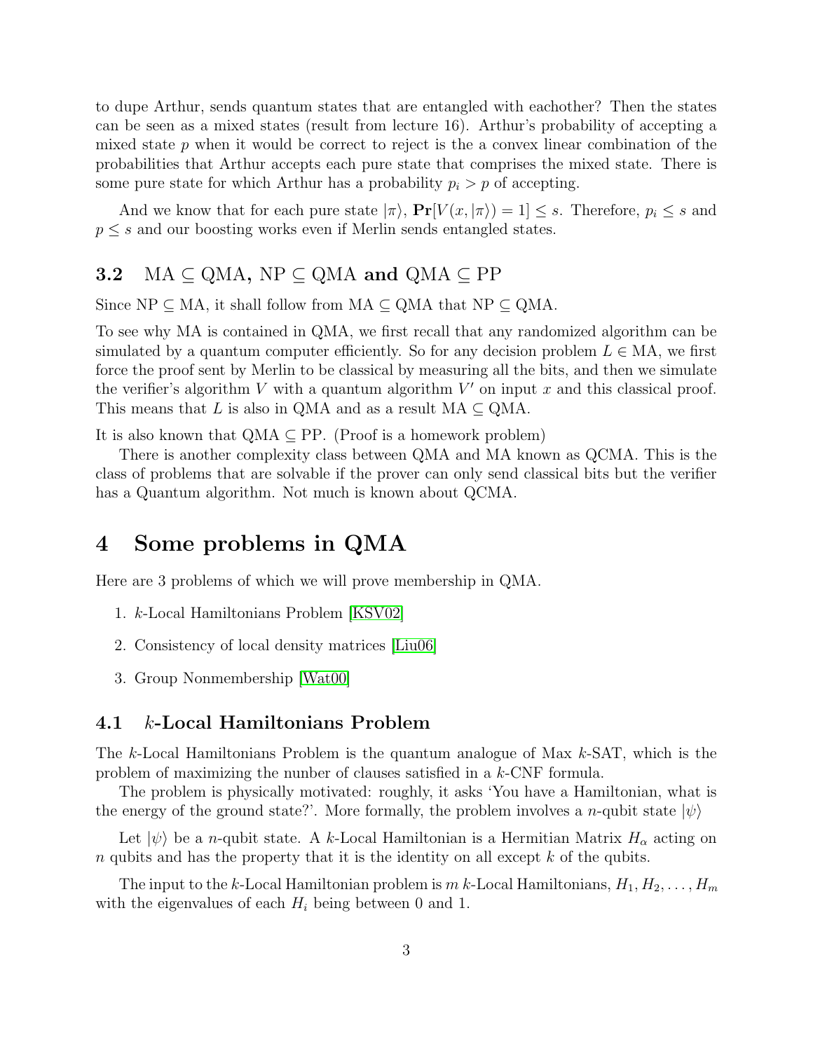to dupe Arthur, sends quantum states that are entangled with eachother? Then the states can be seen as a mixed states (result from lecture 16). Arthur's probability of accepting a mixed state $p$ when it would be correct to reject is the a convex linear combination of the probabilities that Arthur accepts each pure state that comprises the mixed state. There is some pure state for which Arthur has a probability $p_i > p$ of accepting.

And we know that for each pure state $|\pi\rangle$, $\mathbf{Pr}[V(x, |\pi\rangle) = 1] \leq s$. Therefore, $p_i \leq s$ and $p \leq s$ and our boosting works even if Merlin sends entangled states.

### 3.2 MA $\subseteq$ QMA, NP $\subseteq$ QMA and QMA $\subseteq$ PP

Since NP $\subseteq$ MA, it shall follow from MA $\subseteq$ QMA that NP $\subseteq$ QMA.

To see why MA is contained in QMA, we first recall that any randomized algorithm can be simulated by a quantum computer efficiently. So for any decision problem $L \in$ MA, we first force the proof sent by Merlin to be classical by measuring all the bits, and then we simulate the verifier's algorithm $V$ with a quantum algorithm $V'$ on input $x$ and this classical proof. This means that $L$ is also in QMA and as a result MA $\subseteq$ QMA.

It is also known that QMA $\subseteq$ PP. (Proof is a homework problem)

There is another complexity class between QMA and MA known as QCMA. This is the class of problems that are solvable if the prover can only send classical bits but the verifier has a Quantum algorithm. Not much is known about QCMA.

## 4 Some problems in QMA

Here are 3 problems of which we will prove membership in QMA.

1. $k$-Local Hamiltonians Problem [KSV02]
2. Consistency of local density matrices [Liu06]
3. Group Nonmembership [Wat00]

### 4.1 $k$-Local Hamiltonians Problem

The $k$-Local Hamiltonians Problem is the quantum analogue of Max $k$-SAT, which is the problem of maximizing the nunber of clauses satisfied in a $k$-CNF formula.

The problem is physically motivated: roughly, it asks 'You have a Hamiltonian, what is the energy of the ground state?'. More formally, the problem involves a $n$-qubit state $|\psi\rangle$

Let $|\psi\rangle$ be a $n$-qubit state. A $k$-Local Hamiltonian is a Hermitian Matrix $H_\alpha$ acting on $n$ qubits and has the property that it is the identity on all except $k$ of the qubits.

The input to the $k$-Local Hamiltonian problem is $m$ $k$-Local Hamiltonians, $H_1, H_2, \ldots, H_m$ with the eigenvalues of each $H_i$ being between 0 and 1.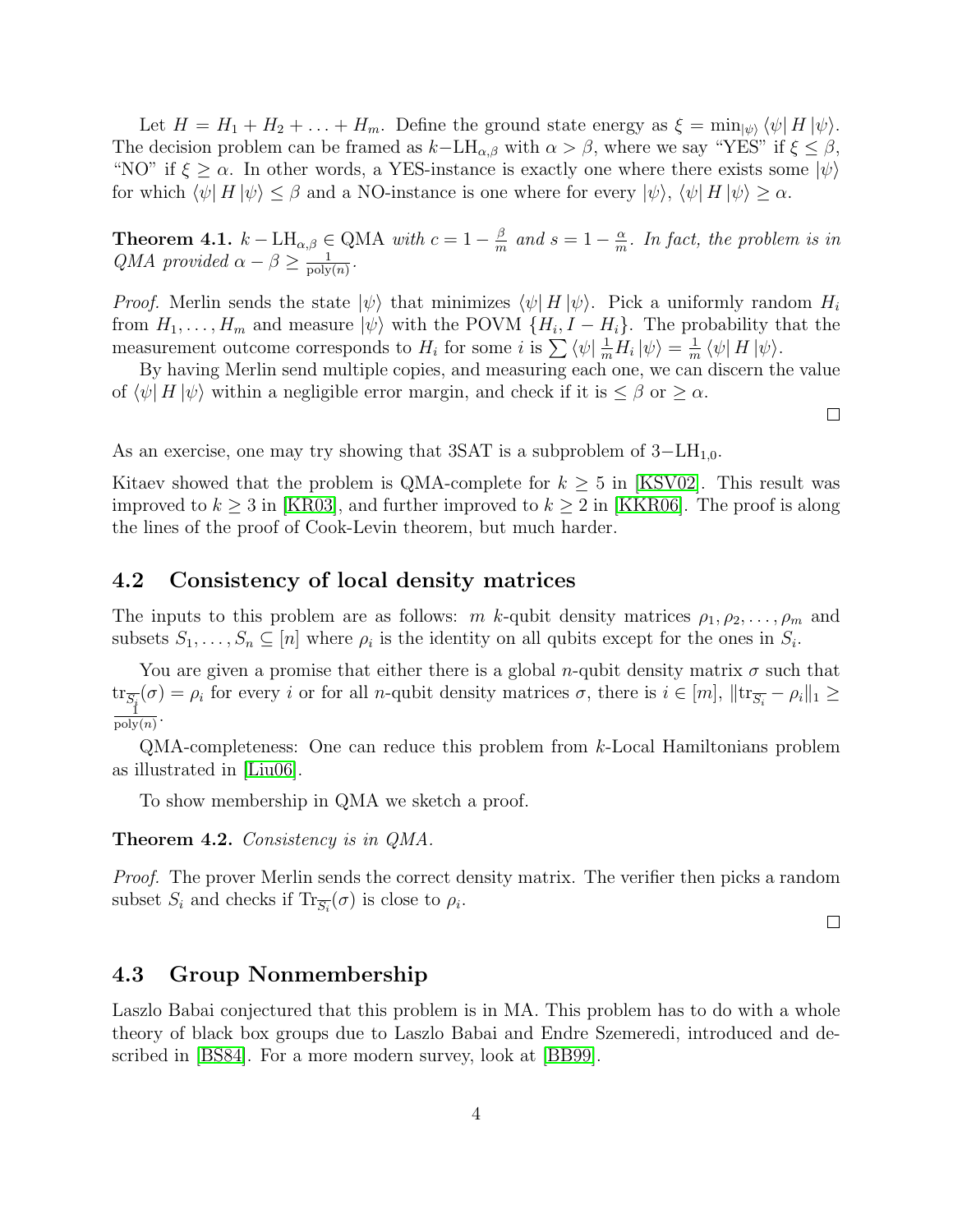Let $H = H_1 + H_2 + \ldots + H_m$. Define the ground state energy as $\xi = \min_{|\psi\rangle} \langle\psi| H |\psi\rangle$. The decision problem can be framed as $k-\mathrm{LH}_{\alpha,\beta}$ with $\alpha > \beta$, where we say "YES" if $\xi \leq \beta$, "NO" if $\xi \geq \alpha$. In other words, a YES-instance is exactly one where there exists some $|\psi\rangle$ for which $\langle\psi| H |\psi\rangle \leq \beta$ and a NO-instance is one where for every $|\psi\rangle$, $\langle\psi| H |\psi\rangle \geq \alpha$.

**Theorem 4.1.** *$k - \mathrm{LH}_{\alpha,\beta} \in \mathrm{QMA}$ with $c = 1 - \frac{\beta}{m}$ and $s = 1 - \frac{\alpha}{m}$. In fact, the problem is in QMA provided $\alpha - \beta \geq \frac{1}{\mathrm{poly}(n)}$.*

*Proof.* Merlin sends the state $|\psi\rangle$ that minimizes $\langle\psi| H |\psi\rangle$. Pick a uniformly random $H_i$ from $H_1, \ldots, H_m$ and measure $|\psi\rangle$ with the POVM $\{H_i, I - H_i\}$. The probability that the measurement outcome corresponds to $H_i$ for some $i$ is $\sum \langle\psi| \frac{1}{m} H_i |\psi\rangle = \frac{1}{m} \langle\psi| H |\psi\rangle$.

By having Merlin send multiple copies, and measuring each one, we can discern the value of $\langle\psi| H |\psi\rangle$ within a negligible error margin, and check if it is $\leq \beta$ or $\geq \alpha$. □

As an exercise, one may try showing that 3SAT is a subproblem of $3-\mathrm{LH}_{1,0}$.

Kitaev showed that the problem is QMA-complete for $k \geq 5$ in [KSV02]. This result was improved to $k \geq 3$ in [KR03], and further improved to $k \geq 2$ in [KKR06]. The proof is along the lines of the proof of Cook-Levin theorem, but much harder.

## 4.2 Consistency of local density matrices

The inputs to this problem are as follows: $m$ $k$-qubit density matrices $\rho_1, \rho_2, \ldots, \rho_m$ and subsets $S_1, \ldots, S_n \subseteq [n]$ where $\rho_i$ is the identity on all qubits except for the ones in $S_i$.

You are given a promise that either there is a global $n$-qubit density matrix $\sigma$ such that $\mathrm{tr}_{\overline{S_i}}(\sigma) = \rho_i$ for every $i$ or for all $n$-qubit density matrices $\sigma$, there is $i \in [m]$, $\|\mathrm{tr}_{\overline{S_i}} - \rho_i\|_1 \geq \frac{1}{\mathrm{poly}(n)}$.

QMA-completeness: One can reduce this problem from $k$-Local Hamiltonians problem as illustrated in [Liu06].

To show membership in QMA we sketch a proof.

**Theorem 4.2.** *Consistency is in QMA.*

*Proof.* The prover Merlin sends the correct density matrix. The verifier then picks a random subset $S_i$ and checks if $\mathrm{Tr}_{\overline{S_i}}(\sigma)$ is close to $\rho_i$. □

## 4.3 Group Nonmembership

Laszlo Babai conjectured that this problem is in MA. This problem has to do with a whole theory of black box groups due to Laszlo Babai and Endre Szemeredi, introduced and described in [BS84]. For a more modern survey, look at [BB99].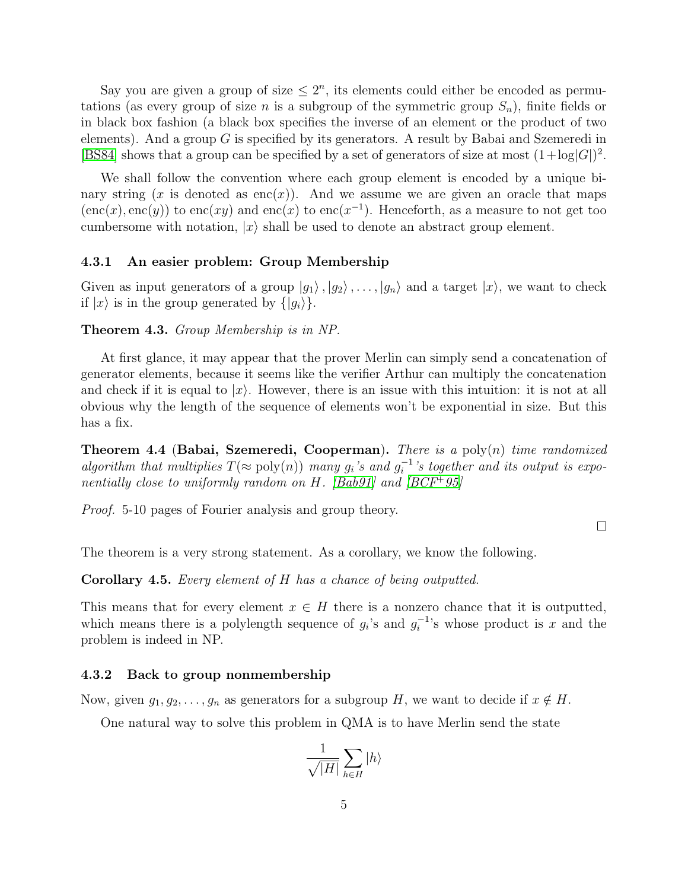Say you are given a group of size $\leq 2^n$, its elements could either be encoded as permutations (as every group of size $n$ is a subgroup of the symmetric group $S_n$), finite fields or in black box fashion (a black box specifies the inverse of an element or the product of two elements). And a group $G$ is specified by its generators. A result by Babai and Szemeredi in [BS84] shows that a group can be specified by a set of generators of size at most $(1+\log|G|)^2$.

We shall follow the convention where each group element is encoded by a unique binary string ($x$ is denoted as $\text{enc}(x)$). And we assume we are given an oracle that maps $(\text{enc}(x), \text{enc}(y))$ to $\text{enc}(xy)$ and $\text{enc}(x)$ to $\text{enc}(x^{-1})$. Henceforth, as a measure to not get too cumbersome with notation, $|x\rangle$ shall be used to denote an abstract group element.

### 4.3.1 An easier problem: Group Membership

Given as input generators of a group $|g_1\rangle, |g_2\rangle, \ldots, |g_n\rangle$ and a target $|x\rangle$, we want to check if $|x\rangle$ is in the group generated by $\{|g_i\rangle\}$.

**Theorem 4.3.** *Group Membership is in NP.*

At first glance, it may appear that the prover Merlin can simply send a concatenation of generator elements, because it seems like the verifier Arthur can multiply the concatenation and check if it is equal to $|x\rangle$. However, there is an issue with this intuition: it is not at all obvious why the length of the sequence of elements won't be exponential in size. But this has a fix.

**Theorem 4.4 (Babai, Szemeredi, Cooperman).** *There is a* $\text{poly}(n)$ *time randomized algorithm that multiplies* $T(\approx \text{poly}(n))$ *many* $g_i$*'s and* $g_i^{-1}$*'s together and its output is exponentially close to uniformly random on* $H$*.* [Bab91] *and* [BCF+95]

*Proof.* 5-10 pages of Fourier analysis and group theory. □

The theorem is a very strong statement. As a corollary, we know the following.

**Corollary 4.5.** *Every element of* $H$ *has a chance of being outputted.*

This means that for every element $x \in H$ there is a nonzero chance that it is outputted, which means there is a polylength sequence of $g_i$'s and $g_i^{-1}$'s whose product is $x$ and the problem is indeed in NP.

### 4.3.2 Back to group nonmembership

Now, given $g_1, g_2, \ldots, g_n$ as generators for a subgroup $H$, we want to decide if $x \notin H$.

One natural way to solve this problem in QMA is to have Merlin send the state

$$\frac{1}{\sqrt{|H|}} \sum_{h \in H} |h\rangle$$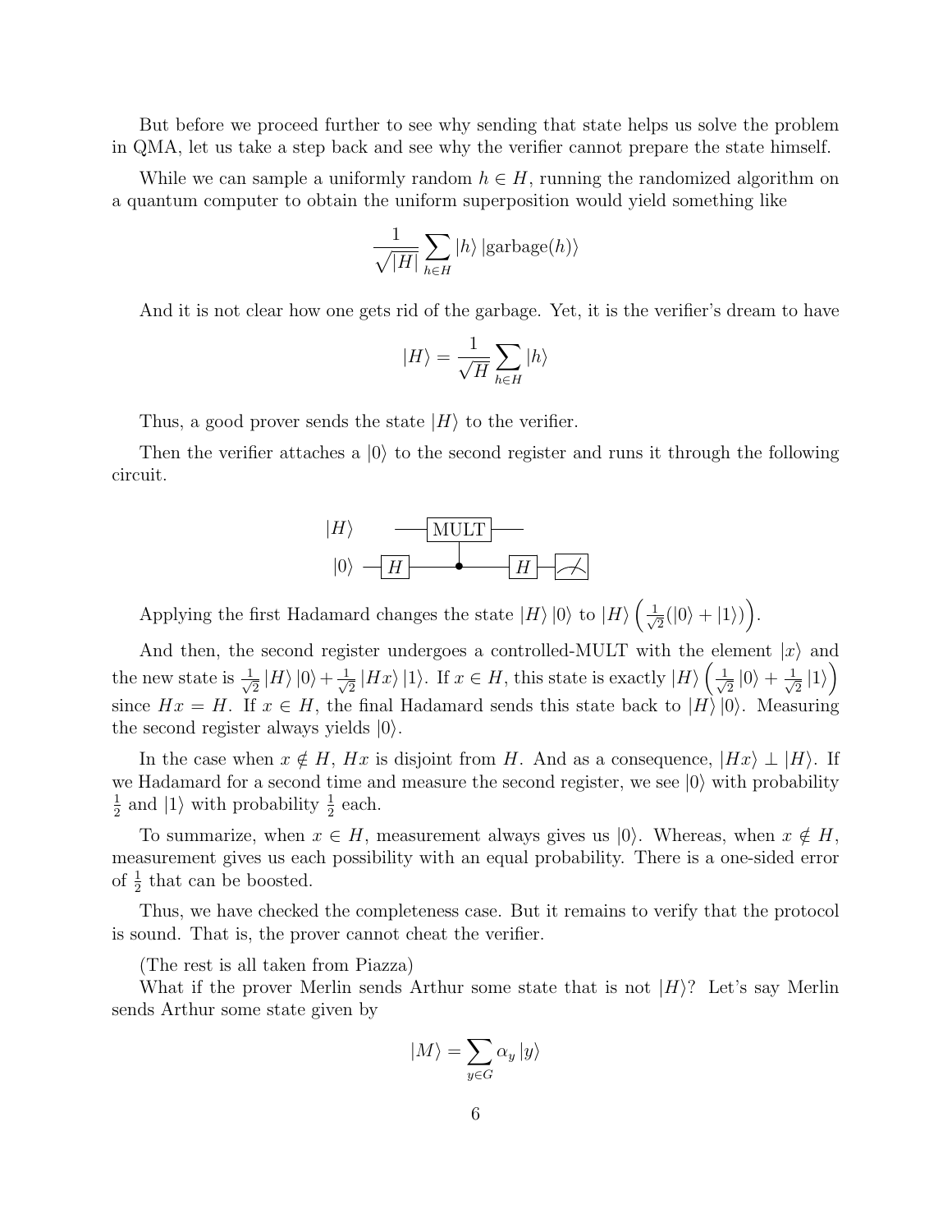But before we proceed further to see why sending that state helps us solve the problem in QMA, let us take a step back and see why the verifier cannot prepare the state himself.

While we can sample a uniformly random $h \in H$, running the randomized algorithm on a quantum computer to obtain the uniform superposition would yield something like

$$\frac{1}{\sqrt{|H|}} \sum_{h \in H} |h\rangle \, |\text{garbage}(h)\rangle$$

And it is not clear how one gets rid of the garbage. Yet, it is the verifier's dream to have

$$|H\rangle = \frac{1}{\sqrt{H}} \sum_{h \in H} |h\rangle$$

Thus, a good prover sends the state $|H\rangle$ to the verifier.

Then the verifier attaches a $|0\rangle$ to the second register and runs it through the following circuit.

Applying the first Hadamard changes the state $|H\rangle\,|0\rangle$ to $|H\rangle \left( \frac{1}{\sqrt{2}}(|0\rangle + |1\rangle) \right)$.

And then, the second register undergoes a controlled-MULT with the element $|x\rangle$ and the new state is $\frac{1}{\sqrt{2}}\,|H\rangle\,|0\rangle + \frac{1}{\sqrt{2}}\,|Hx\rangle\,|1\rangle$. If $x \in H$, this state is exactly $|H\rangle \left( \frac{1}{\sqrt{2}}\,|0\rangle + \frac{1}{\sqrt{2}}\,|1\rangle \right)$ since $Hx = H$. If $x \in H$, the final Hadamard sends this state back to $|H\rangle\,|0\rangle$. Measuring the second register always yields $|0\rangle$.

In the case when $x \notin H$, $Hx$ is disjoint from $H$. And as a consequence, $|Hx\rangle \perp |H\rangle$. If we Hadamard for a second time and measure the second register, we see $|0\rangle$ with probability $\frac{1}{2}$ and $|1\rangle$ with probability $\frac{1}{2}$ each.

To summarize, when $x \in H$, measurement always gives us $|0\rangle$. Whereas, when $x \notin H$, measurement gives us each possibility with an equal probability. There is a one-sided error of $\frac{1}{2}$ that can be boosted.

Thus, we have checked the completeness case. But it remains to verify that the protocol is sound. That is, the prover cannot cheat the verifier.

(The rest is all taken from Piazza)

What if the prover Merlin sends Arthur some state that is not $|H\rangle$? Let's say Merlin sends Arthur some state given by

$$|M\rangle = \sum_{y \in G} \alpha_y \, |y\rangle$$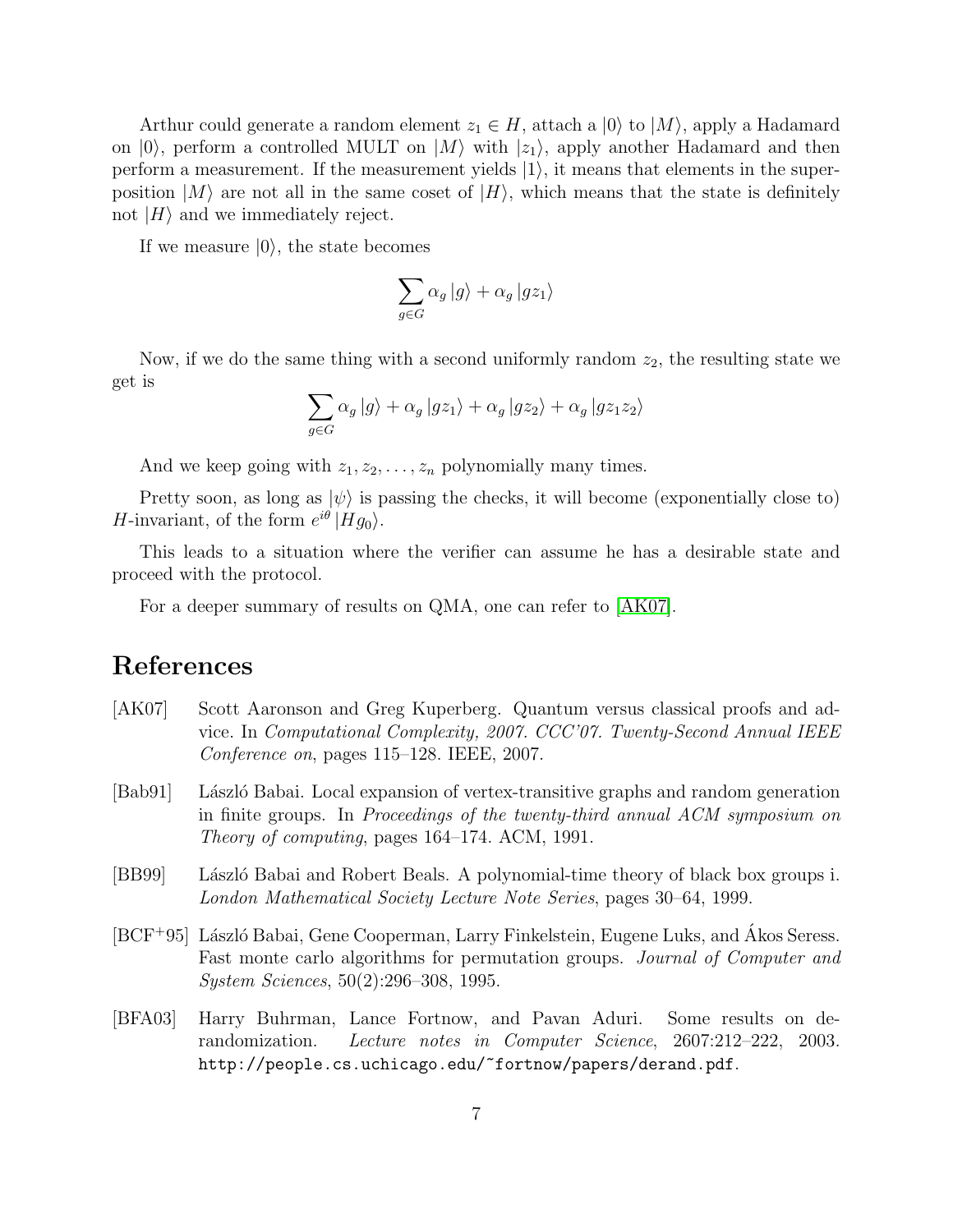Arthur could generate a random element $z_1 \in H$, attach a $|0\rangle$ to $|M\rangle$, apply a Hadamard on $|0\rangle$, perform a controlled MULT on $|M\rangle$ with $|z_1\rangle$, apply another Hadamard and then perform a measurement. If the measurement yields $|1\rangle$, it means that elements in the superposition $|M\rangle$ are not all in the same coset of $|H\rangle$, which means that the state is definitely not $|H\rangle$ and we immediately reject.

If we measure $|0\rangle$, the state becomes

$$\sum_{g \in G} \alpha_g |g\rangle + \alpha_g |gz_1\rangle$$

Now, if we do the same thing with a second uniformly random $z_2$, the resulting state we get is

$$\sum_{g \in G} \alpha_g |g\rangle + \alpha_g |gz_1\rangle + \alpha_g |gz_2\rangle + \alpha_g |gz_1 z_2\rangle$$

And we keep going with $z_1, z_2, \ldots, z_n$ polynomially many times.

Pretty soon, as long as $|\psi\rangle$ is passing the checks, it will become (exponentially close to) $H$-invariant, of the form $e^{i\theta} |Hg_0\rangle$.

This leads to a situation where the verifier can assume he has a desirable state and proceed with the protocol.

For a deeper summary of results on QMA, one can refer to [AK07].

# References

[AK07] Scott Aaronson and Greg Kuperberg. Quantum versus classical proofs and advice. In *Computational Complexity, 2007. CCC'07. Twenty-Second Annual IEEE Conference on*, pages 115–128. IEEE, 2007.

[Bab91] László Babai. Local expansion of vertex-transitive graphs and random generation in finite groups. In *Proceedings of the twenty-third annual ACM symposium on Theory of computing*, pages 164–174. ACM, 1991.

[BB99] László Babai and Robert Beals. A polynomial-time theory of black box groups i. *London Mathematical Society Lecture Note Series*, pages 30–64, 1999.

[BCF+95] László Babai, Gene Cooperman, Larry Finkelstein, Eugene Luks, and Ákos Seress. Fast monte carlo algorithms for permutation groups. *Journal of Computer and System Sciences*, 50(2):296–308, 1995.

[BFA03] Harry Buhrman, Lance Fortnow, and Pavan Aduri. Some results on derandomization. *Lecture notes in Computer Science*, 2607:212–222, 2003. http://people.cs.uchicago.edu/~fortnow/papers/derand.pdf.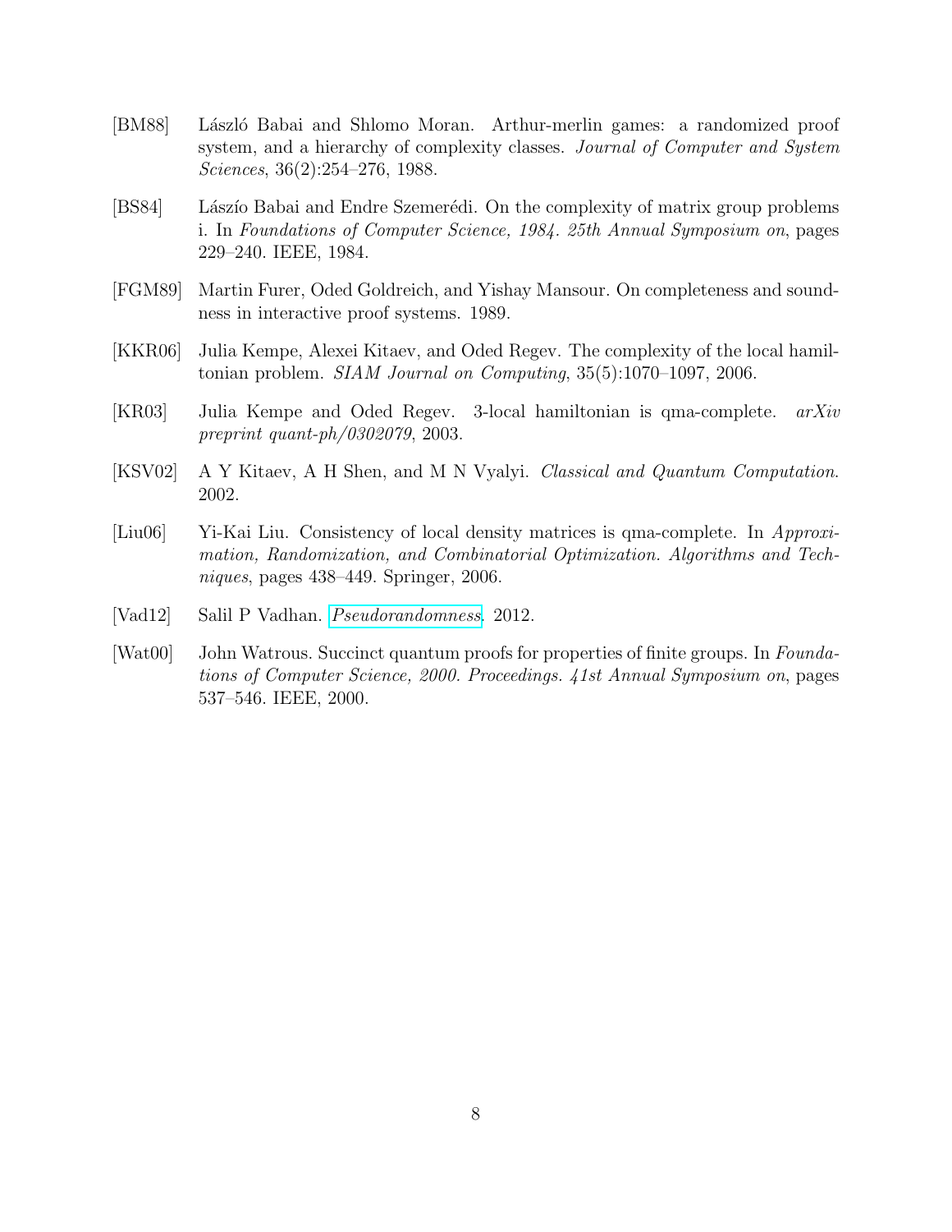[BM88] László Babai and Shlomo Moran. Arthur-merlin games: a randomized proof system, and a hierarchy of complexity classes. *Journal of Computer and System Sciences*, 36(2):254–276, 1988.

[BS84] Lászío Babai and Endre Szemerédi. On the complexity of matrix group problems i. In *Foundations of Computer Science, 1984. 25th Annual Symposium on*, pages 229–240. IEEE, 1984.

[FGM89] Martin Furer, Oded Goldreich, and Yishay Mansour. On completeness and soundness in interactive proof systems. 1989.

[KKR06] Julia Kempe, Alexei Kitaev, and Oded Regev. The complexity of the local hamiltonian problem. *SIAM Journal on Computing*, 35(5):1070–1097, 2006.

[KR03] Julia Kempe and Oded Regev. 3-local hamiltonian is qma-complete. *arXiv preprint quant-ph/0302079*, 2003.

[KSV02] A Y Kitaev, A H Shen, and M N Vyalyi. *Classical and Quantum Computation*. 2002.

[Liu06] Yi-Kai Liu. Consistency of local density matrices is qma-complete. In *Approximation, Randomization, and Combinatorial Optimization. Algorithms and Techniques*, pages 438–449. Springer, 2006.

[Vad12] Salil P Vadhan. *Pseudorandomness*. 2012.

[Wat00] John Watrous. Succinct quantum proofs for properties of finite groups. In *Foundations of Computer Science, 2000. Proceedings. 41st Annual Symposium on*, pages 537–546. IEEE, 2000.